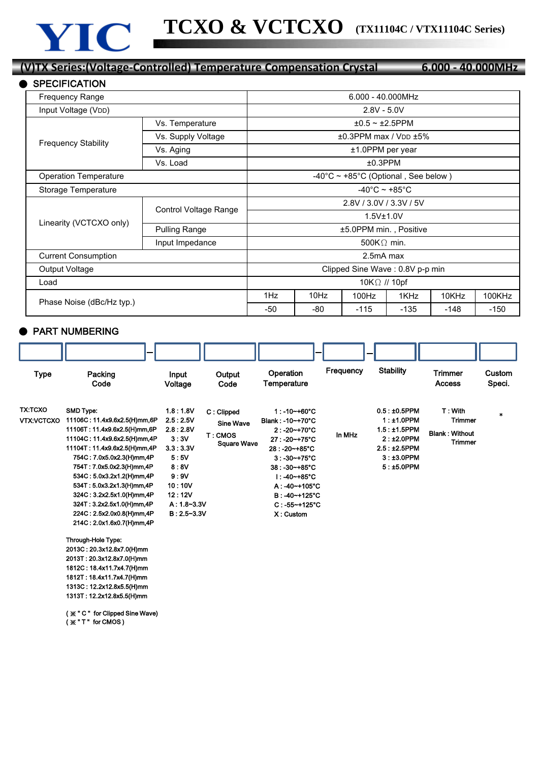# YIC TCXO & VCTCXO (TX11104C / VTX11104C Series)

## (V)TX Series:(Voltage-Controlled) Temperature Compensation Crystal 6.000 - 40.000MHz

### ● SPECIFICATION

| | | | | | | | |
|---|---|---|---|---|---|---|---|
| Frequency Range | | 6.000 - 40.000MHz | | | | | |
| Input Voltage (VDD) | | 2.8V - 5.0V | | | | | |
| Frequency Stability | Vs. Temperature | ±0.5 ~ ±2.5PPM | | | | | |
| | Vs. Supply Voltage | ±0.3PPM max / VDD ±5% | | | | | |
| | Vs. Aging | ±1.0PPM per year | | | | | |
| | Vs. Load | ±0.3PPM | | | | | |
| Operation Temperature | | -40°C ~ +85°C (Optional , See below ) | | | | | |
| Storage Temperature | | -40°C ~ +85°C | | | | | |
| Linearity (VCTCXO only) | Control Voltage Range | 2.8V / 3.0V / 3.3V / 5V | | | | | |
| | | 1.5V±1.0V | | | | | |
| | Pulling Range | ±5.0PPM min. , Positive | | | | | |
| | Input Impedance | 500KΩ min. | | | | | |
| Current Consumption | | 2.5mA max | | | | | |
| Output Voltage | | Clipped Sine Wave : 0.8V p-p min | | | | | |
| Load | | 10KΩ // 10pf | | | | | |
| Phase Noise (dBc/Hz typ.) | | 1Hz | 10Hz | 100Hz | 1KHz | 10KHz | 100KHz |
| | | -50 | -80 | -115 | -135 | -148 | -150 |

### ● PART NUMBERING

| Type | Packing Code | Input Voltage | Output Code | Operation Temperature | Frequency | Stability | Trimmer Access | Custom Speci. |
|---|---|---|---|---|---|---|---|---|
| TX:TCXO<br>VTX:VCTCXO | SMD Type:<br>11106C : 11.4x9.6x2.5(H)mm,6P<br>11106T : 11.4x9.6x2.5(H)mm,6P<br>11104C : 11.4x9.6x2.5(H)mm,4P<br>11104T : 11.4x9.6x2.5(H)mm,4P<br>754C : 7.0x5.0x2.3(H)mm,4P<br>754T : 7.0x5.0x2.3(H)mm,4P<br>534C : 5.0x3.2x1.2(H)mm,4P<br>534T : 5.0x3.2x1.3(H)mm,4P<br>324C : 3.2x2.5x1.0(H)mm,4P<br>324T : 3.2x2.5x1.0(H)mm,4P<br>224C : 2.5x2.0x0.8(H)mm,4P<br>214C : 2.0x1.6x0.7(H)mm,4P<br><br>Through-Hole Type:<br>2013C : 20.3x12.8x7.0(H)mm<br>2013T : 20.3x12.8x7.0(H)mm<br>1812C : 18.4x11.7x4.7(H)mm<br>1812T : 18.4x11.7x4.7(H)mm<br>1313C : 12.2x12.8x5.5(H)mm<br>1313T : 12.2x12.8x5.5(H)mm<br><br>( ※ " C " for Clipped Sine Wave)<br>( ※ " T " for CMOS ) | 1.8 : 1.8V<br>2.5 : 2.5V<br>2.8 : 2.8V<br>3 : 3V<br>3.3 : 3.3V<br>5 : 5V<br>8 : 8V<br>9 : 9V<br>10 : 10V<br>12 : 12V<br>A : 1.8~3.3V<br>B : 2.5~3.3V | C : Clipped Sine Wave<br>T : CMOS Square Wave | 1 : -10~+60°C<br>Blank : -10~+70°C<br>2 : -20~+70°C<br>27 : -20~+75°C<br>28 : -20~+85°C<br>3 : -30~+75°C<br>38 : -30~+85°C<br>I : -40~+85°C<br>A : -40~+105°C<br>B : -40~+125°C<br>C : -55~+125°C<br>X : Custom | In MHz | 0.5 : ±0.5PPM<br>1 : ±1.0PPM<br>1.5 : ±1.5PPM<br>2 : ±2.0PPM<br>2.5 : ±2.5PPM<br>3 : ±3.0PPM<br>5 : ±5.0PPM | T : With Trimmer<br>Blank : Without Trimmer | * |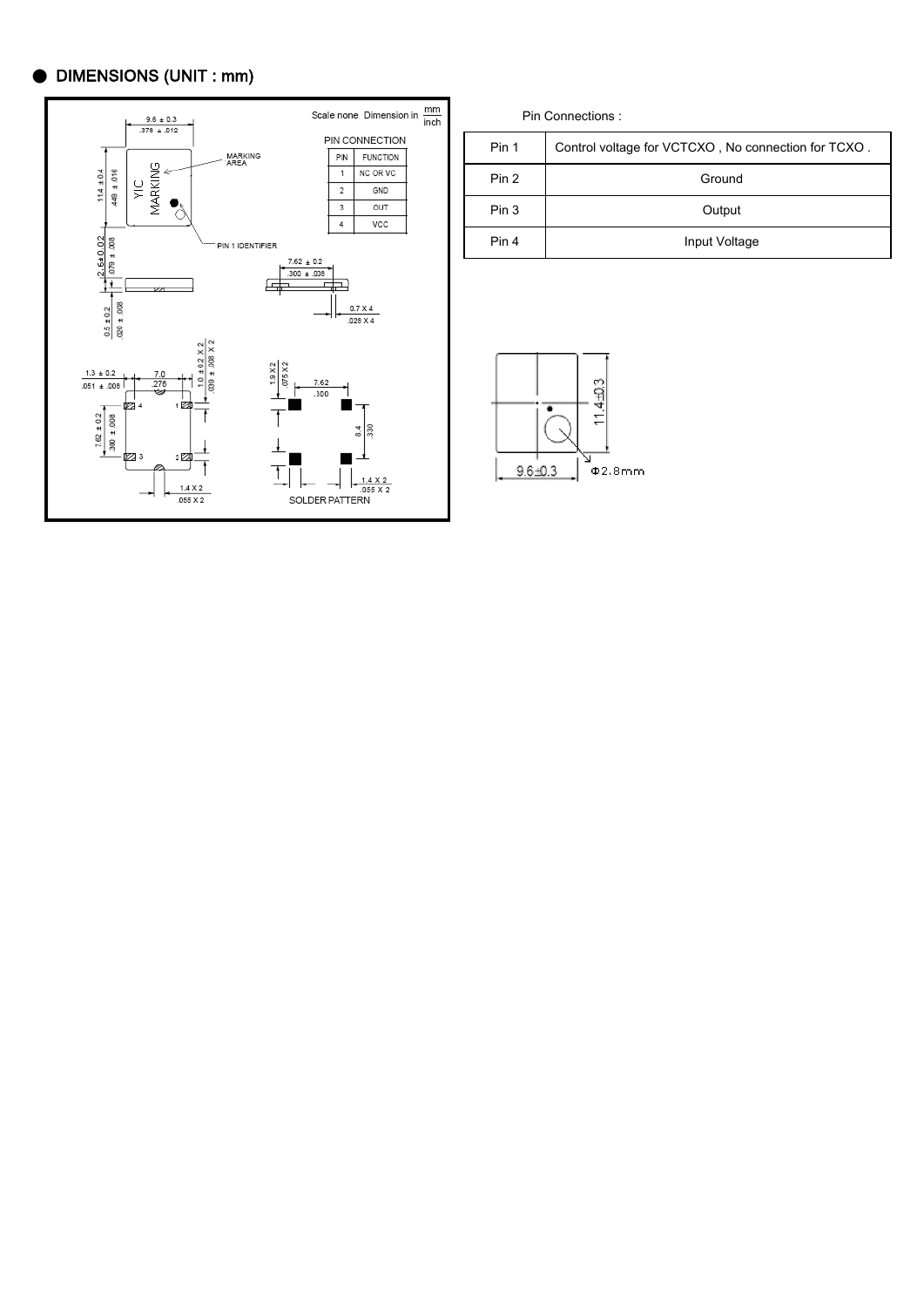## ● DIMENSIONS (UNIT : mm)

Scale none Dimension in mm/inch

PIN CONNECTION

| PIN | FUNCTION |
|---|---|
| 1 | NC OR VC |
| 2 | GND |
| 3 | OUT |
| 4 | VCC |

9.6 ± 0.3
.378 ± .012
11.4 ± 0.4
.449 ± .016
MARKING AREA
YIC MARKING
PIN 1 IDENTIFIER
2.6± 0.02
.079 ± .008
0.5 ± 0.2
.020 ± .008
7.62 ± 0.2
.300 ± .008
0.7 X 4
.028 X 4
1.3 ± 0.2
.051 ± .008
7.0
.276
1.0 ± 0.2 X 2
.039 ± .008 X 2
7.62 ± 0.2
.300 ± .008
1.4 X 2
.055 X 2
1.9 X 2
.075 X 2
7.62
.300
8.4
.330
1.4 X 2
.055 X 2
SOLDER PATTERN

Pin Connections :

| | |
|---|---|
| Pin 1 | Control voltage for VCTCXO , No connection for TCXO . |
| Pin 2 | Ground |
| Pin 3 | Output |
| Pin 4 | Input Voltage |

11.4±0.3
9.6±0.3
Φ2.8mm